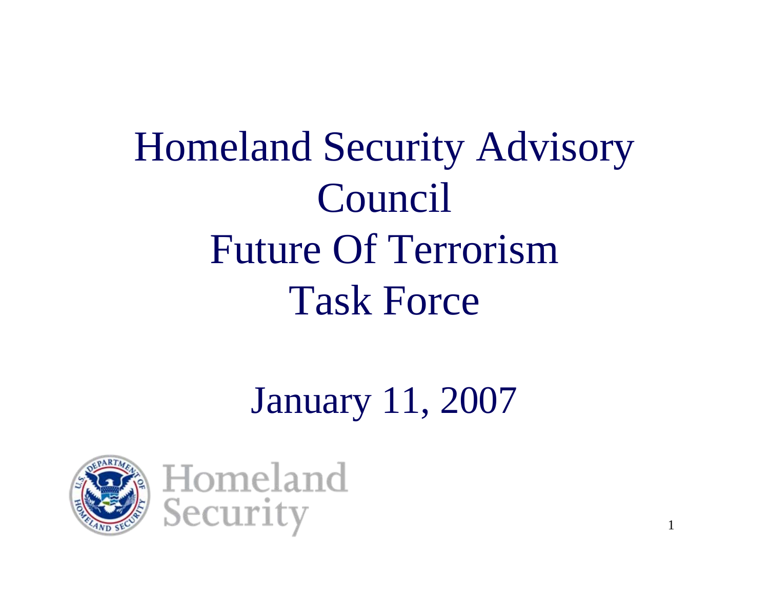# Homeland Security Advisory Council Future Of Terrorism Task Force

January 11, 2007

Homeland Security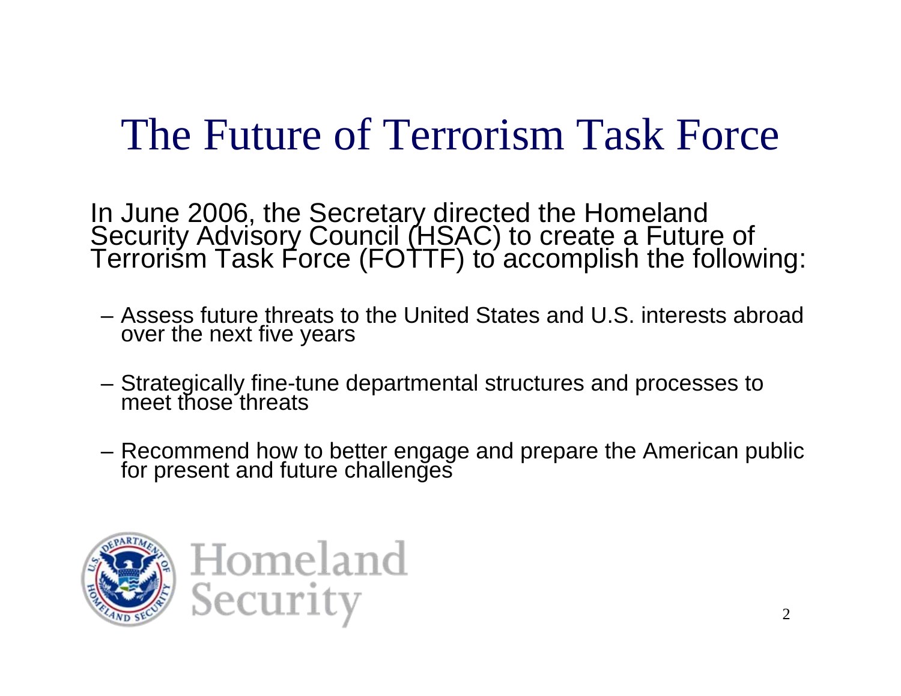# The Future of Terrorism Task Force

In June 2006, the Secretary directed the Homeland Security Advisory Council (HSAC) to create a Future of Terrorism Task Force (FOTTF) to accomplish the following:

- Assess future threats to the United States and U.S. interests abroad over the next five years
- Strategically fine-tune departmental structures and processes to meet those threats
- Recommend how to better engage and prepare the American public for present and future challenges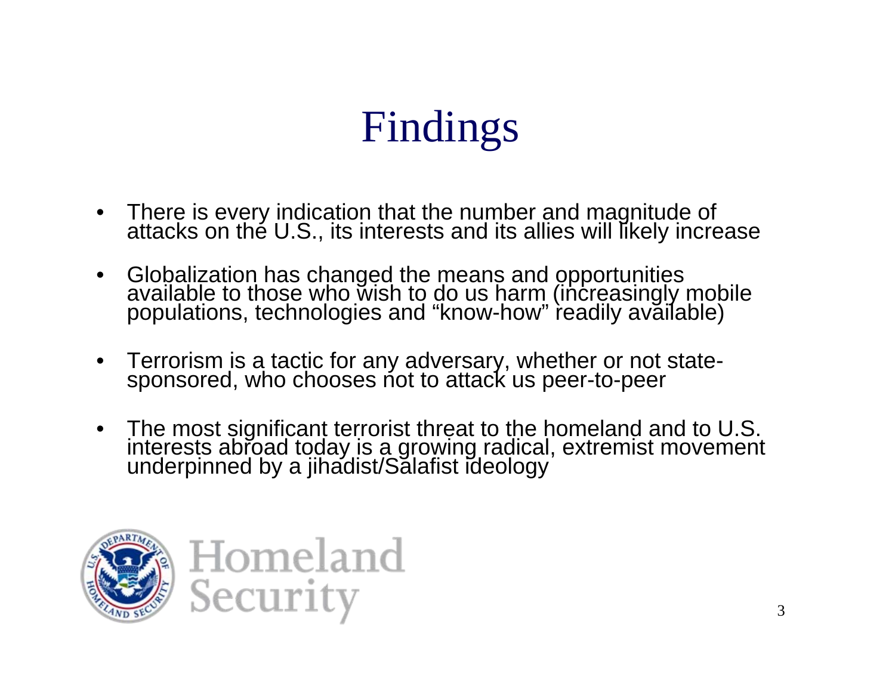# Findings

- There is every indication that the number and magnitude of attacks on the U.S., its interests and its allies will likely increase
- Globalization has changed the means and opportunities available to those who wish to do us harm (increasingly mobile populations, technologies and "know-how" readily available)
- Terrorism is a tactic for any adversary, whether or not state-sponsored, who chooses not to attack us peer-to-peer
- The most significant terrorist threat to the homeland and to U.S. interests abroad today is a growing radical, extremist movement underpinned by a jihadist/Salafist ideology

Homeland Security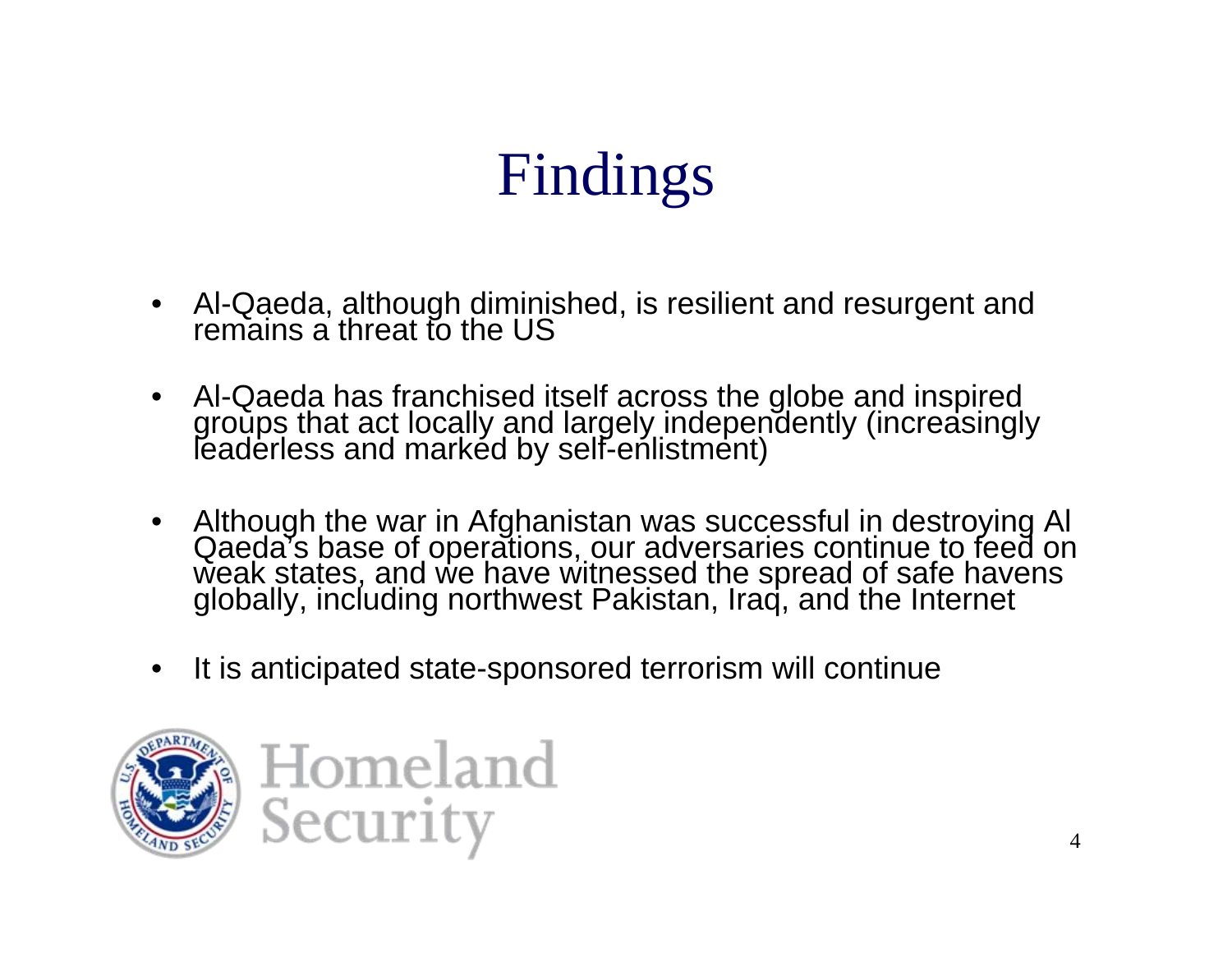# Findings

- Al-Qaeda, although diminished, is resilient and resurgent and remains a threat to the US
- Al-Qaeda has franchised itself across the globe and inspired groups that act locally and largely independently (increasingly leaderless and marked by self-enlistment)
- Although the war in Afghanistan was successful in destroying Al Qaeda's base of operations, our adversaries continue to feed on weak states, and we have witnessed the spread of safe havens globally, including northwest Pakistan, Iraq, and the Internet
- It is anticipated state-sponsored terrorism will continue

Homeland Security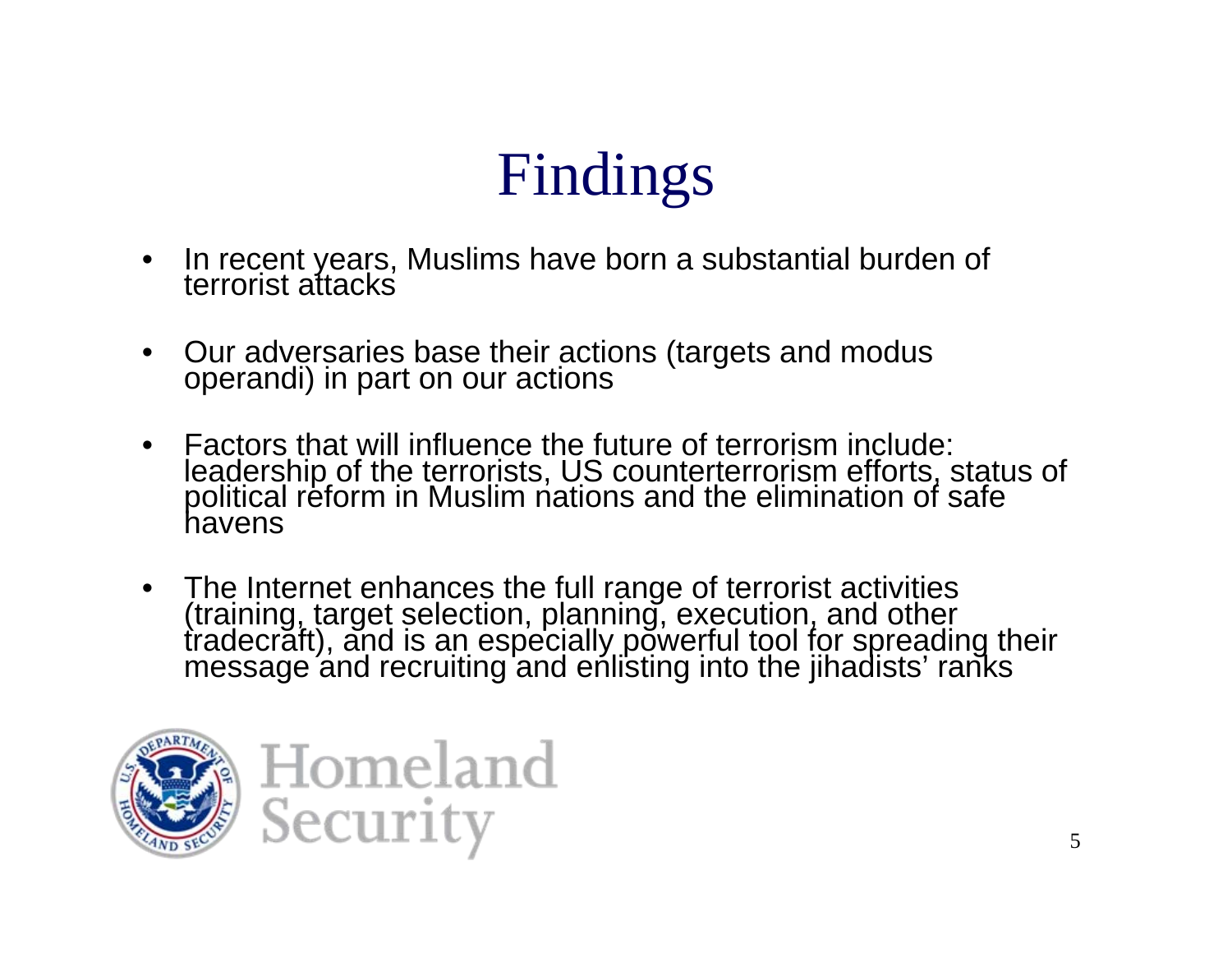# Findings

- In recent years, Muslims have born a substantial burden of terrorist attacks
- Our adversaries base their actions (targets and modus operandi) in part on our actions
- Factors that will influence the future of terrorism include: leadership of the terrorists, US counterterrorism efforts, status of political reform in Muslim nations and the elimination of safe havens
- The Internet enhances the full range of terrorist activities (training, target selection, planning, execution, and other tradecraft), and is an especially powerful tool for spreading their message and recruiting and enlisting into the jihadists' ranks

Homeland Security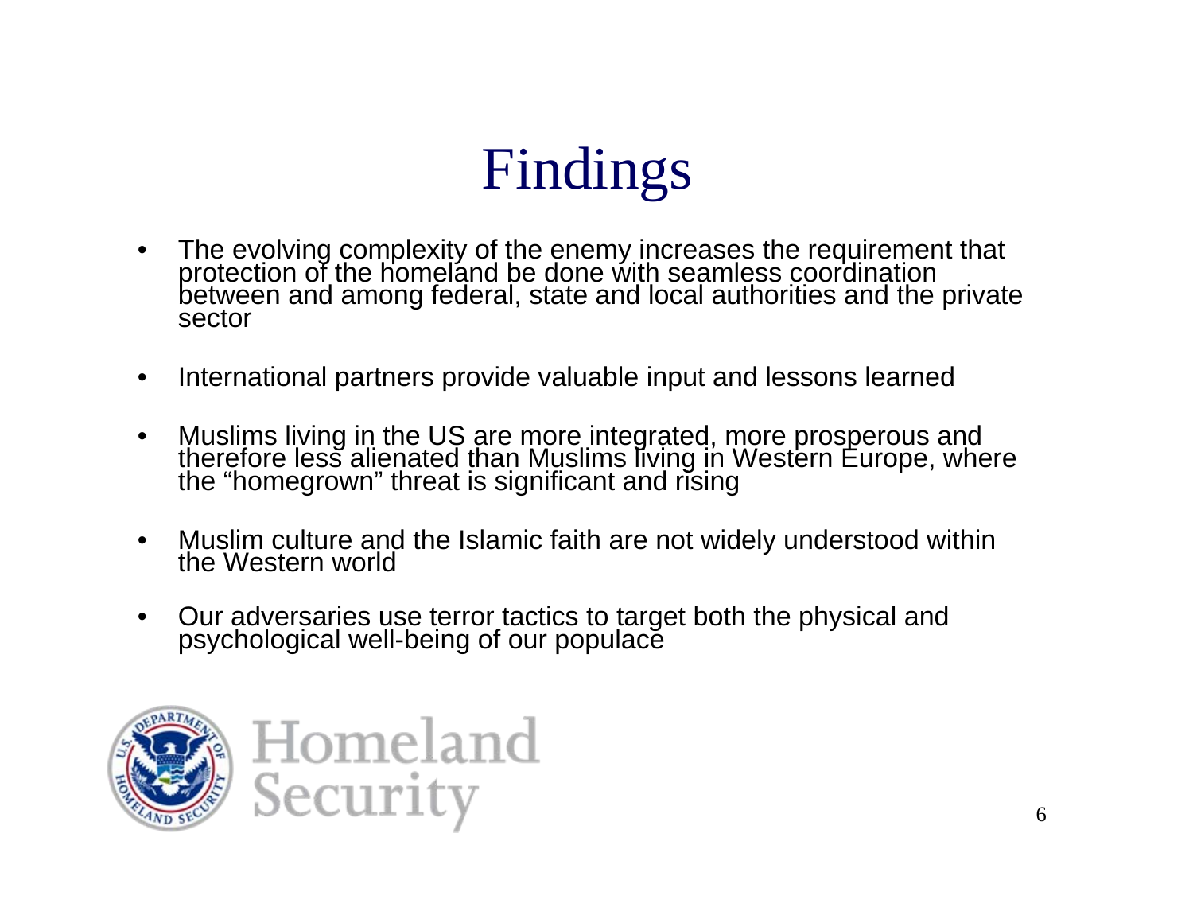# Findings

- The evolving complexity of the enemy increases the requirement that protection of the homeland be done with seamless coordination between and among federal, state and local authorities and the private sector
- International partners provide valuable input and lessons learned
- Muslims living in the US are more integrated, more prosperous and therefore less alienated than Muslims living in Western Europe, where the "homegrown" threat is significant and rising
- Muslim culture and the Islamic faith are not widely understood within the Western world
- Our adversaries use terror tactics to target both the physical and psychological well-being of our populace

Homeland Security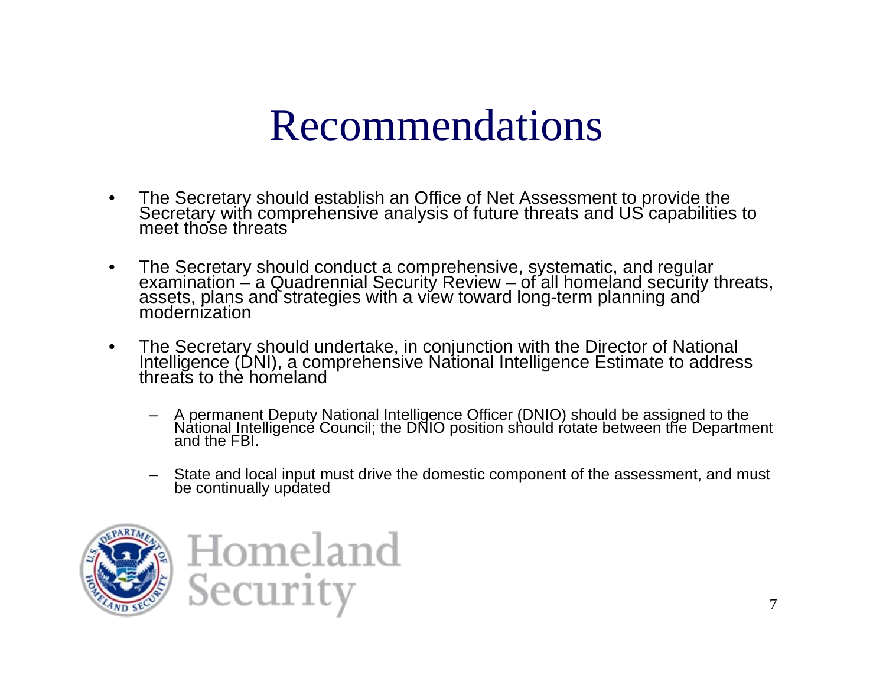# Recommendations

- The Secretary should establish an Office of Net Assessment to provide the Secretary with comprehensive analysis of future threats and US capabilities to meet those threats
- The Secretary should conduct a comprehensive, systematic, and regular examination – a Quadrennial Security Review – of all homeland security threats, assets, plans and strategies with a view toward long-term planning and modernization
- The Secretary should undertake, in conjunction with the Director of National Intelligence (DNI), a comprehensive National Intelligence Estimate to address threats to the homeland
  - A permanent Deputy National Intelligence Officer (DNIO) should be assigned to the National Intelligence Council; the DNIO position should rotate between the Department and the FBI.
  - State and local input must drive the domestic component of the assessment, and must be continually updated

Homeland Security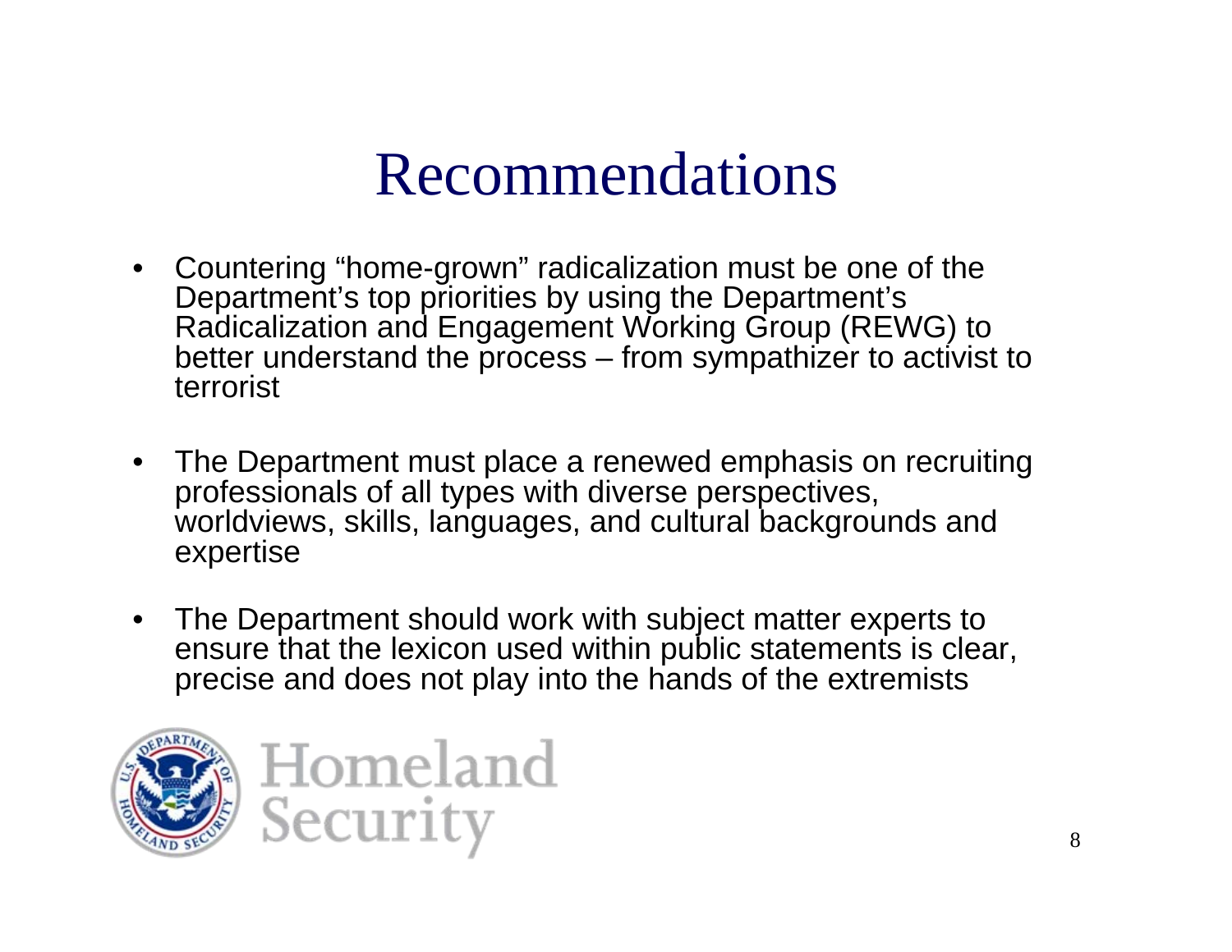# Recommendations

- Countering “home-grown” radicalization must be one of the Department’s top priorities by using the Department’s Radicalization and Engagement Working Group (REWG) to better understand the process – from sympathizer to activist to terrorist
- The Department must place a renewed emphasis on recruiting professionals of all types with diverse perspectives, worldviews, skills, languages, and cultural backgrounds and expertise
- The Department should work with subject matter experts to ensure that the lexicon used within public statements is clear, precise and does not play into the hands of the extremists

Homeland Security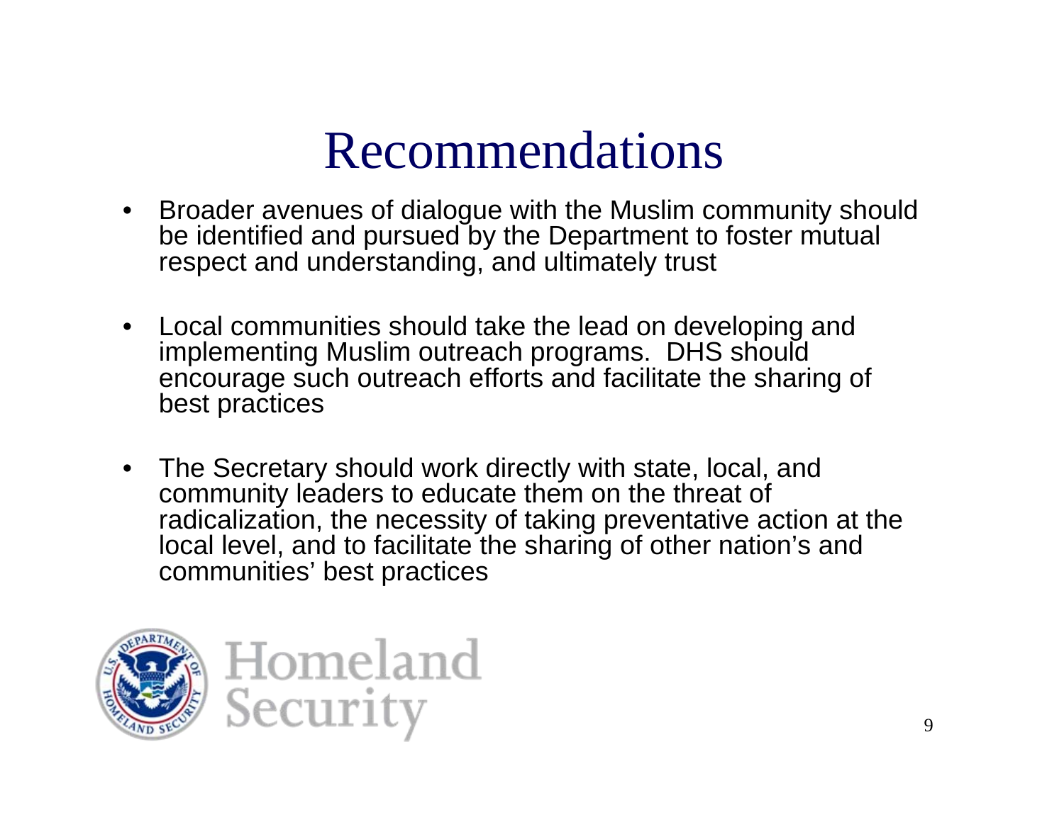# Recommendations

- Broader avenues of dialogue with the Muslim community should be identified and pursued by the Department to foster mutual respect and understanding, and ultimately trust
- Local communities should take the lead on developing and implementing Muslim outreach programs. DHS should encourage such outreach efforts and facilitate the sharing of best practices
- The Secretary should work directly with state, local, and community leaders to educate them on the threat of radicalization, the necessity of taking preventative action at the local level, and to facilitate the sharing of other nation's and communities' best practices

Homeland Security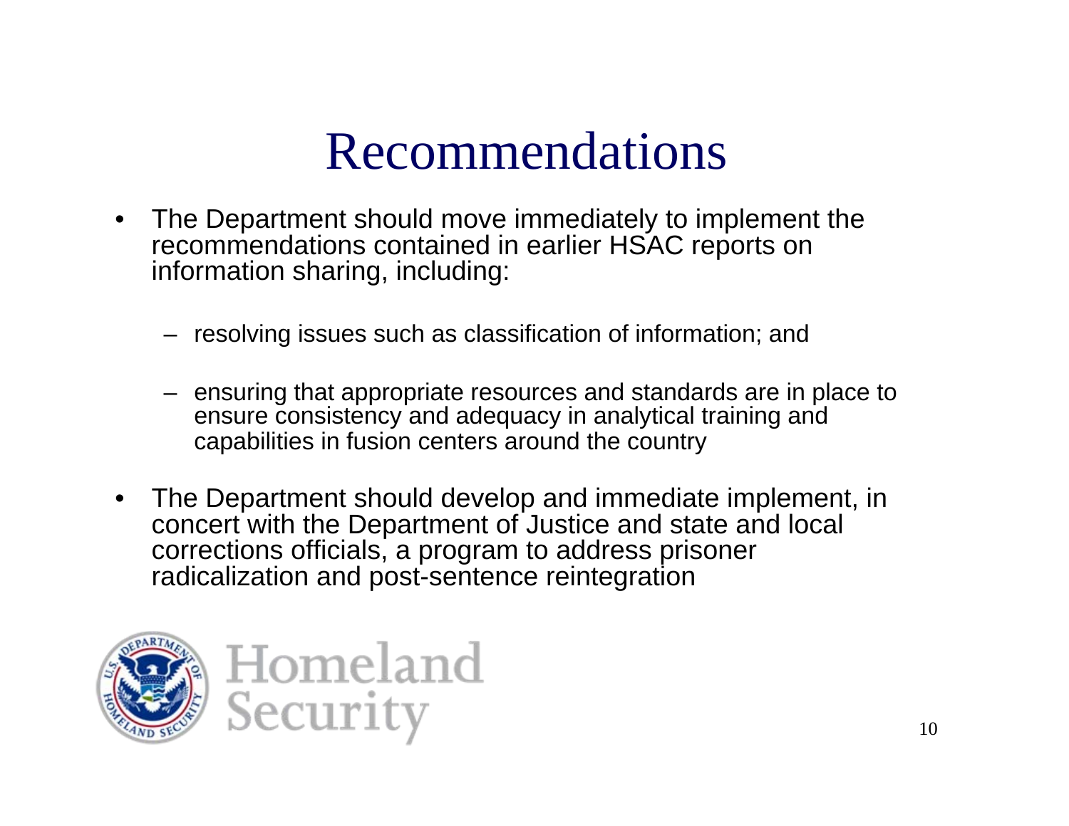# Recommendations

- The Department should move immediately to implement the recommendations contained in earlier HSAC reports on information sharing, including:
  - resolving issues such as classification of information; and
  - ensuring that appropriate resources and standards are in place to ensure consistency and adequacy in analytical training and capabilities in fusion centers around the country
- The Department should develop and immediate implement, in concert with the Department of Justice and state and local corrections officials, a program to address prisoner radicalization and post-sentence reintegration

Homeland Security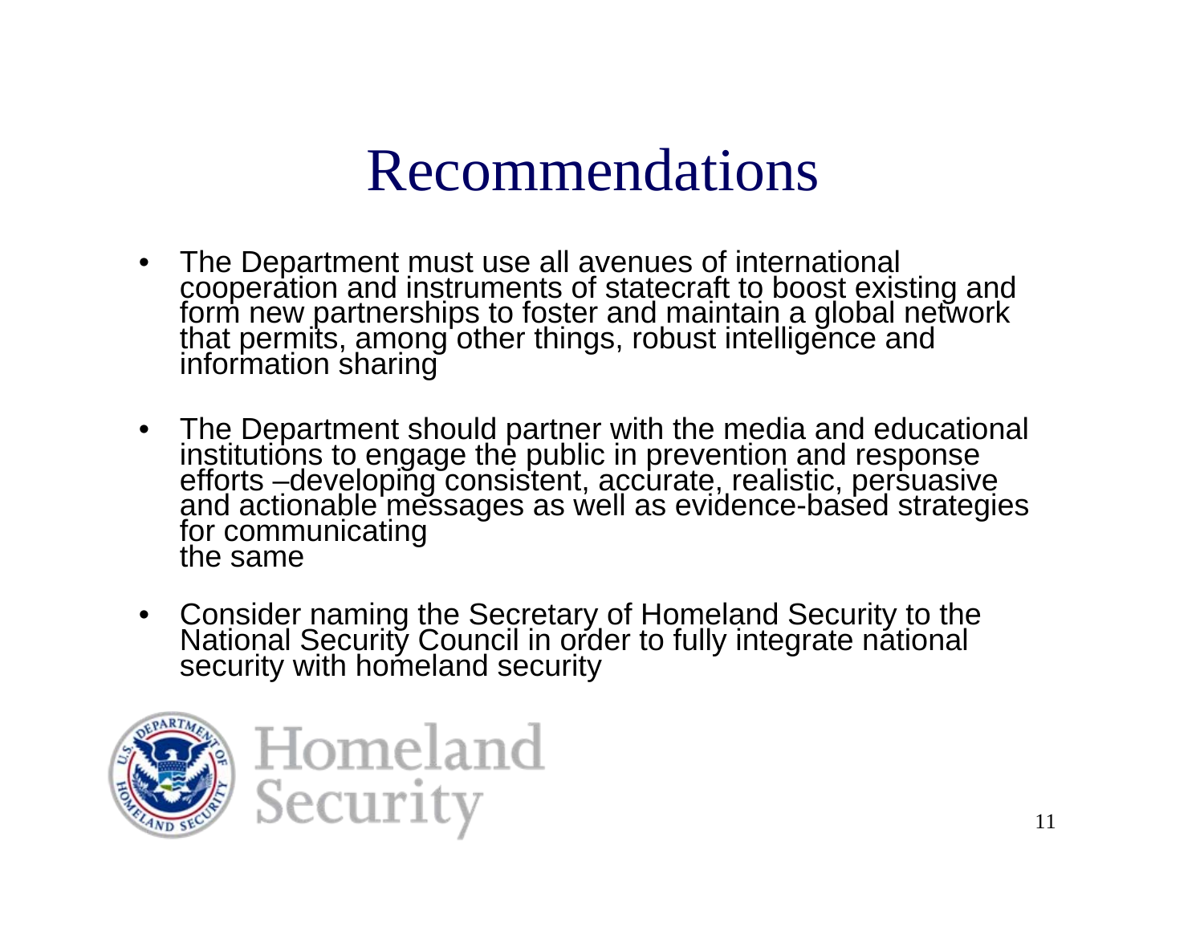# Recommendations

- The Department must use all avenues of international cooperation and instruments of statecraft to boost existing and form new partnerships to foster and maintain a global network that permits, among other things, robust intelligence and information sharing

- The Department should partner with the media and educational institutions to engage the public in prevention and response efforts –developing consistent, accurate, realistic, persuasive and actionable messages as well as evidence-based strategies for communicating the same

- Consider naming the Secretary of Homeland Security to the National Security Council in order to fully integrate national security with homeland security

Homeland Security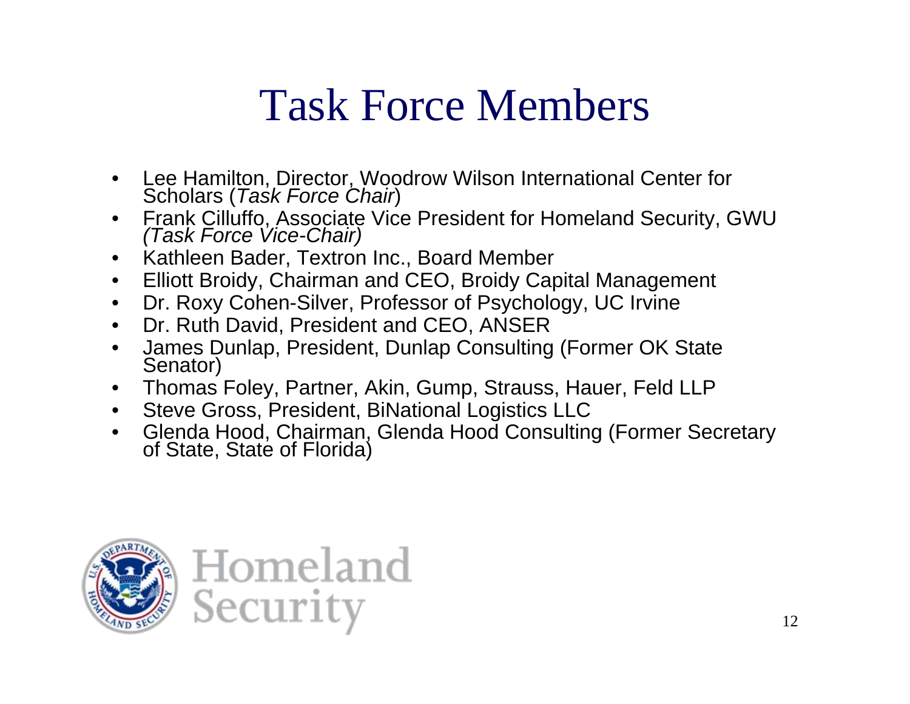# Task Force Members

- Lee Hamilton, Director, Woodrow Wilson International Center for Scholars (*Task Force Chair*)
- Frank Cilluffo, Associate Vice President for Homeland Security, GWU *(Task Force Vice-Chair)*
- Kathleen Bader, Textron Inc., Board Member
- Elliott Broidy, Chairman and CEO, Broidy Capital Management
- Dr. Roxy Cohen-Silver, Professor of Psychology, UC Irvine
- Dr. Ruth David, President and CEO, ANSER
- James Dunlap, President, Dunlap Consulting (Former OK State Senator)
- Thomas Foley, Partner, Akin, Gump, Strauss, Hauer, Feld LLP
- Steve Gross, President, BiNational Logistics LLC
- Glenda Hood, Chairman, Glenda Hood Consulting (Former Secretary of State, State of Florida)

Homeland Security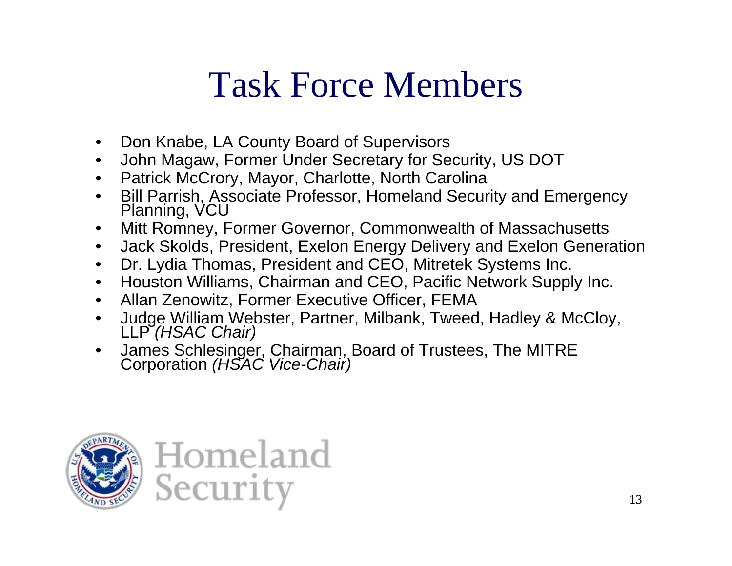# Task Force Members

- Don Knabe, LA County Board of Supervisors
- John Magaw, Former Under Secretary for Security, US DOT
- Patrick McCrory, Mayor, Charlotte, North Carolina
- Bill Parrish, Associate Professor, Homeland Security and Emergency Planning, VCU
- Mitt Romney, Former Governor, Commonwealth of Massachusetts
- Jack Skolds, President, Exelon Energy Delivery and Exelon Generation
- Dr. Lydia Thomas, President and CEO, Mitretek Systems Inc.
- Houston Williams, Chairman and CEO, Pacific Network Supply Inc.
- Allan Zenowitz, Former Executive Officer, FEMA
- Judge William Webster, Partner, Milbank, Tweed, Hadley & McCloy, LLP *(HSAC Chair)*
- James Schlesinger, Chairman, Board of Trustees, The MITRE Corporation *(HSAC Vice-Chair)*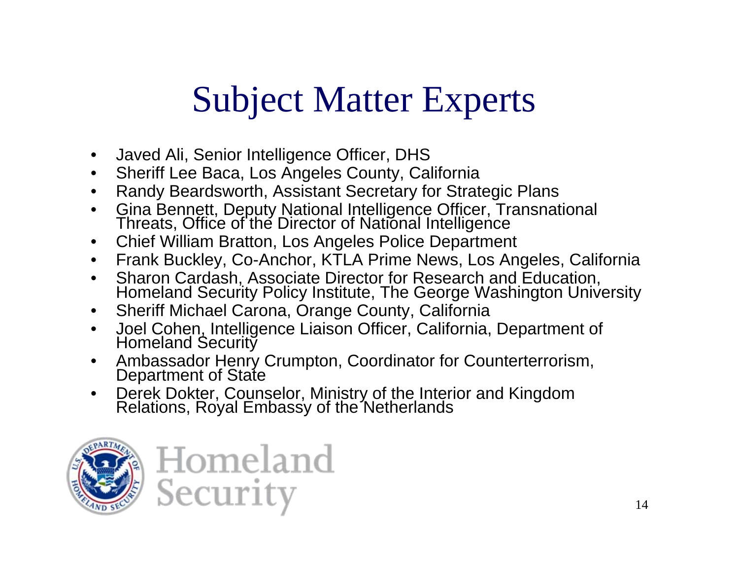# Subject Matter Experts

- Javed Ali, Senior Intelligence Officer, DHS
- Sheriff Lee Baca, Los Angeles County, California
- Randy Beardsworth, Assistant Secretary for Strategic Plans
- Gina Bennett, Deputy National Intelligence Officer, Transnational Threats, Office of the Director of National Intelligence
- Chief William Bratton, Los Angeles Police Department
- Frank Buckley, Co-Anchor, KTLA Prime News, Los Angeles, California
- Sharon Cardash, Associate Director for Research and Education, Homeland Security Policy Institute, The George Washington University
- Sheriff Michael Carona, Orange County, California
- Joel Cohen, Intelligence Liaison Officer, California, Department of Homeland Security
- Ambassador Henry Crumpton, Coordinator for Counterterrorism, Department of State
- Derek Dokter, Counselor, Ministry of the Interior and Kingdom Relations, Royal Embassy of the Netherlands

Homeland Security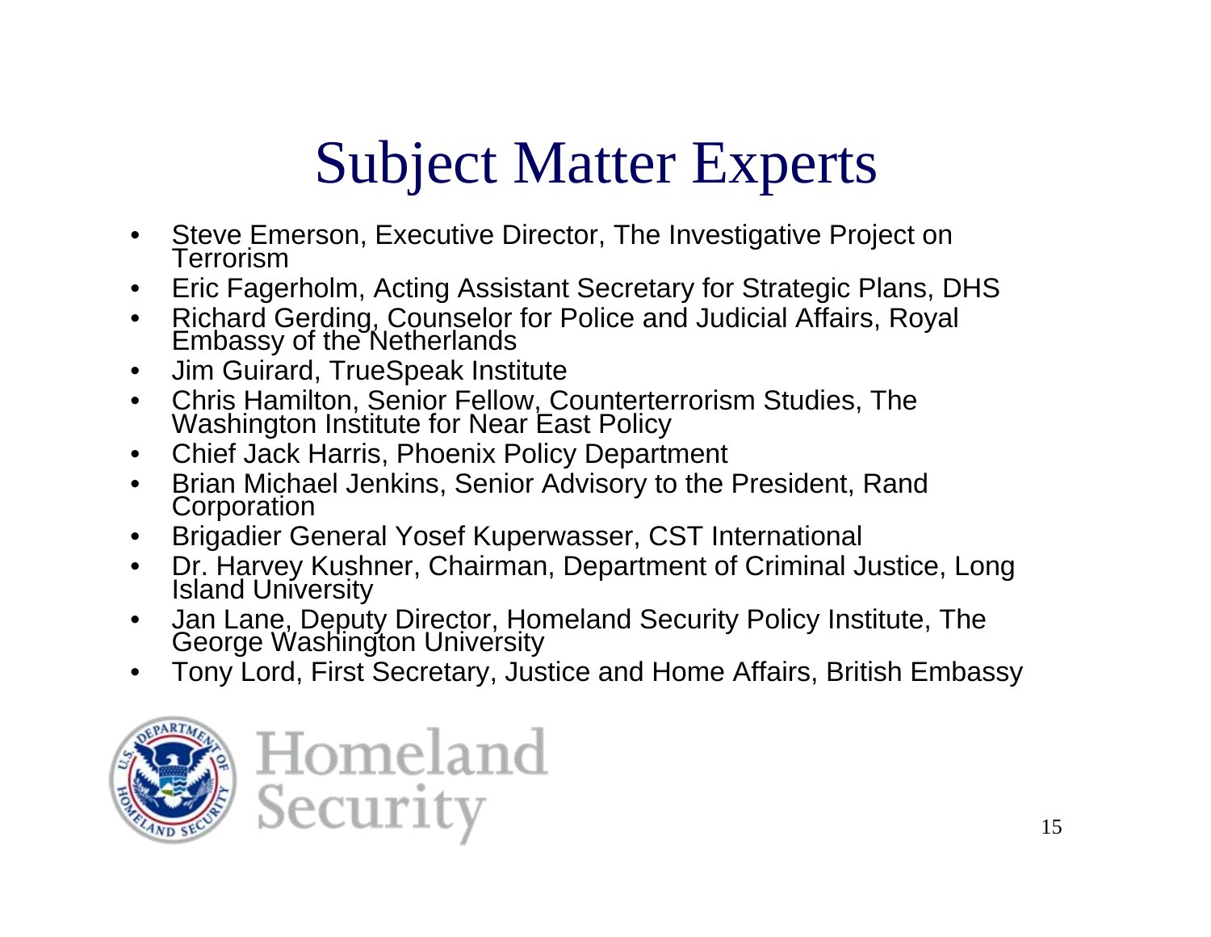# Subject Matter Experts

- Steve Emerson, Executive Director, The Investigative Project on Terrorism
- Eric Fagerholm, Acting Assistant Secretary for Strategic Plans, DHS
- Richard Gerding, Counselor for Police and Judicial Affairs, Royal Embassy of the Netherlands
- Jim Guirard, TrueSpeak Institute
- Chris Hamilton, Senior Fellow, Counterterrorism Studies, The Washington Institute for Near East Policy
- Chief Jack Harris, Phoenix Policy Department
- Brian Michael Jenkins, Senior Advisory to the President, Rand Corporation
- Brigadier General Yosef Kuperwasser, CST International
- Dr. Harvey Kushner, Chairman, Department of Criminal Justice, Long Island University
- Jan Lane, Deputy Director, Homeland Security Policy Institute, The George Washington University
- Tony Lord, First Secretary, Justice and Home Affairs, British Embassy

Homeland Security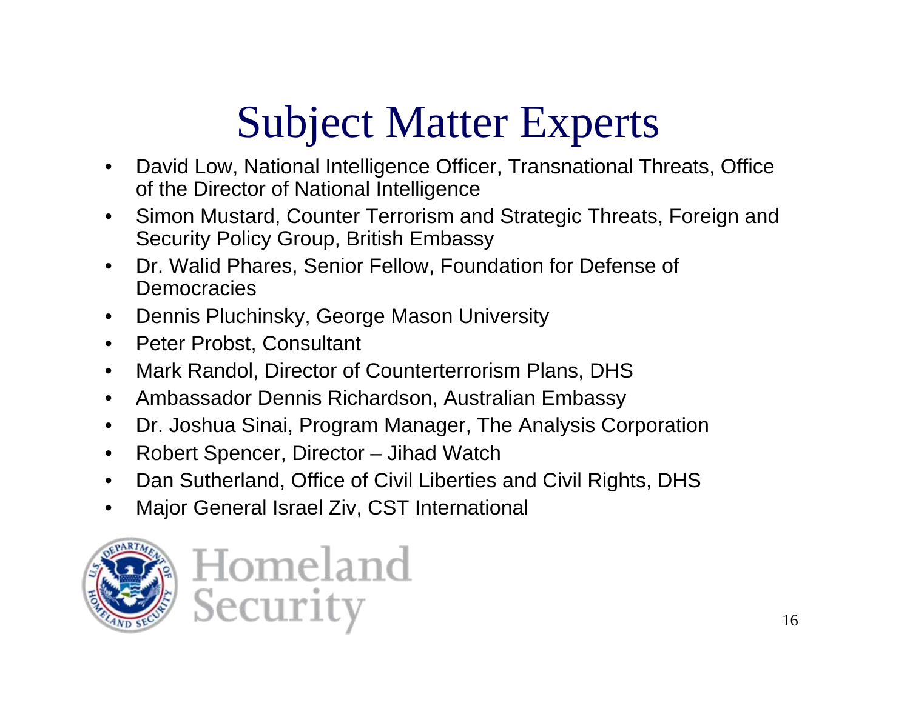# Subject Matter Experts

- David Low, National Intelligence Officer, Transnational Threats, Office of the Director of National Intelligence
- Simon Mustard, Counter Terrorism and Strategic Threats, Foreign and Security Policy Group, British Embassy
- Dr. Walid Phares, Senior Fellow, Foundation for Defense of Democracies
- Dennis Pluchinsky, George Mason University
- Peter Probst, Consultant
- Mark Randol, Director of Counterterrorism Plans, DHS
- Ambassador Dennis Richardson, Australian Embassy
- Dr. Joshua Sinai, Program Manager, The Analysis Corporation
- Robert Spencer, Director – Jihad Watch
- Dan Sutherland, Office of Civil Liberties and Civil Rights, DHS
- Major General Israel Ziv, CST International

Homeland Security